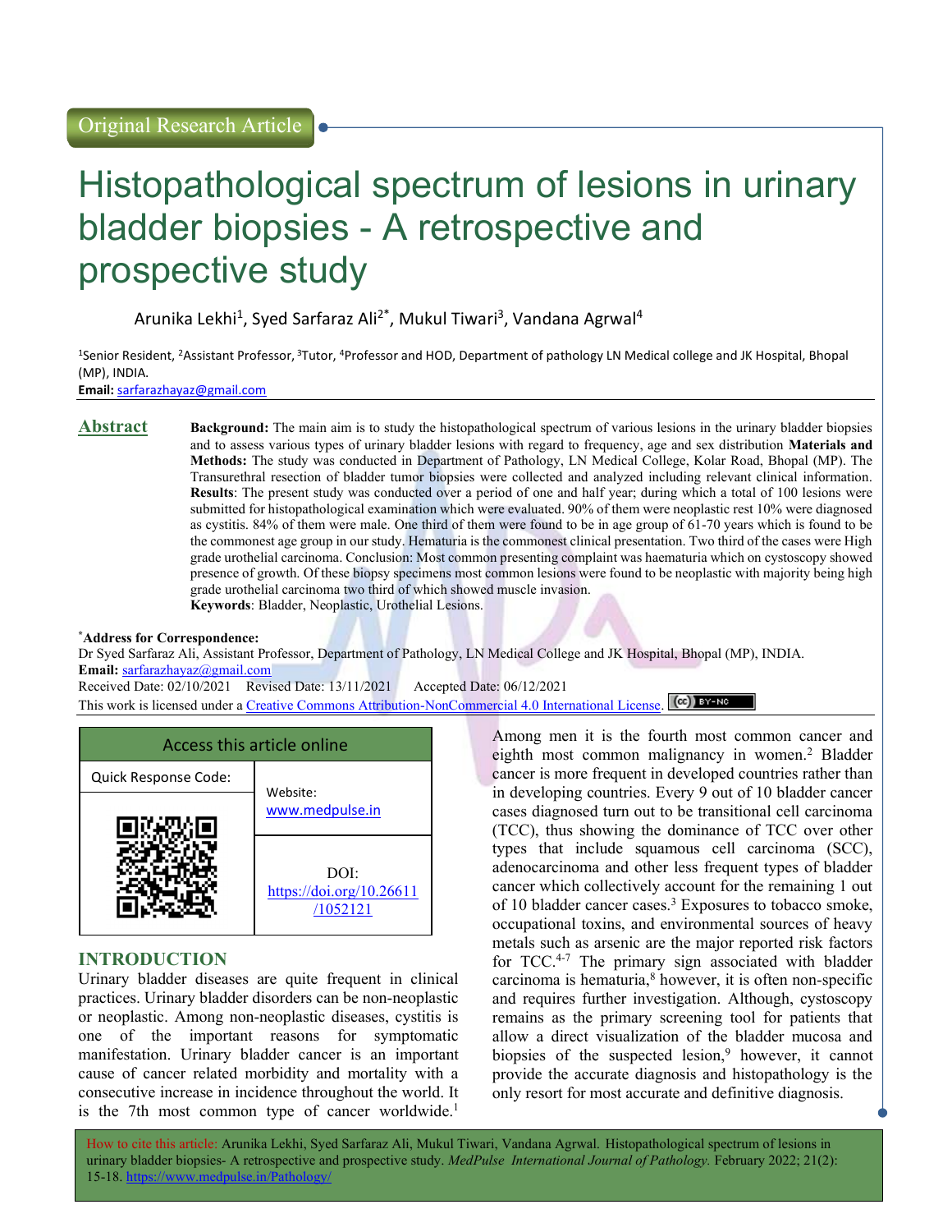Original Research Article

# Histopathological spectrum of lesions in urinary bladder biopsies - A retrospective and prospective study

Arunika Lekhi[1], Syed Sarfaraz Ali[2*], Mukul Tiwari[3], Vandana Agrwal[4]

[1]Senior Resident, [2]Assistant Professor, [3]Tutor, [4]Professor and HOD, Department of pathology LN Medical college and JK Hospital, Bhopal (MP), INDIA.

**Email:** sarfarazhayaz@gmail.com

## Abstract

**Background:** The main aim is to study the histopathological spectrum of various lesions in the urinary bladder biopsies and to assess various types of urinary bladder lesions with regard to frequency, age and sex distribution **Materials and Methods:** The study was conducted in Department of Pathology, LN Medical College, Kolar Road, Bhopal (MP). The Transurethral resection of bladder tumor biopsies were collected and analyzed including relevant clinical information. **Results**: The present study was conducted over a period of one and half year; during which a total of 100 lesions were submitted for histopathological examination which were evaluated. 90% of them were neoplastic rest 10% were diagnosed as cystitis. 84% of them were male. One third of them were found to be in age group of 61-70 years which is found to be the commonest age group in our study. Hematuria is the commonest clinical presentation. Two third of the cases were High grade urothelial carcinoma. Conclusion: Most common presenting complaint was haematuria which on cystoscopy showed presence of growth. Of these biopsy specimens most common lesions were found to be neoplastic with majority being high grade urothelial carcinoma two third of which showed muscle invasion.

**Keywords**: Bladder, Neoplastic, Urothelial Lesions.

**\*Address for Correspondence:**

Dr Syed Sarfaraz Ali, Assistant Professor, Department of Pathology, LN Medical College and JK Hospital, Bhopal (MP), INDIA.

**Email:** sarfarazhayaz@gmail.com

Received Date: 02/10/2021 Revised Date: 13/11/2021 Accepted Date: 06/12/2021

This work is licensed under a Creative Commons Attribution-NonCommercial 4.0 International License.

| Access this article online | |
|---|---|
| Quick Response Code: | Website: www.medpulse.in |
| | DOI: https://doi.org/10.26611/1052121 |

## INTRODUCTION

Urinary bladder diseases are quite frequent in clinical practices. Urinary bladder disorders can be non-neoplastic or neoplastic. Among non-neoplastic diseases, cystitis is one of the important reasons for symptomatic manifestation. Urinary bladder cancer is an important cause of cancer related morbidity and mortality with a consecutive increase in incidence throughout the world. It is the 7th most common type of cancer worldwide.[1] Among men it is the fourth most common cancer and eighth most common malignancy in women.[2] Bladder cancer is more frequent in developed countries rather than in developing countries. Every 9 out of 10 bladder cancer cases diagnosed turn out to be transitional cell carcinoma (TCC), thus showing the dominance of TCC over other types that include squamous cell carcinoma (SCC), adenocarcinoma and other less frequent types of bladder cancer which collectively account for the remaining 1 out of 10 bladder cancer cases.[3] Exposures to tobacco smoke, occupational toxins, and environmental sources of heavy metals such as arsenic are the major reported risk factors for TCC.[4-7] The primary sign associated with bladder carcinoma is hematuria,[8] however, it is often non-specific and requires further investigation. Although, cystoscopy remains as the primary screening tool for patients that allow a direct visualization of the bladder mucosa and biopsies of the suspected lesion,[9] however, it cannot provide the accurate diagnosis and histopathology is the only resort for most accurate and definitive diagnosis.

How to cite this article: Arunika Lekhi, Syed Sarfaraz Ali, Mukul Tiwari, Vandana Agrwal. Histopathological spectrum of lesions in urinary bladder biopsies- A retrospective and prospective study. *MedPulse International Journal of Pathology.* February 2022; 21(2): 15-18. https://www.medpulse.in/Pathology/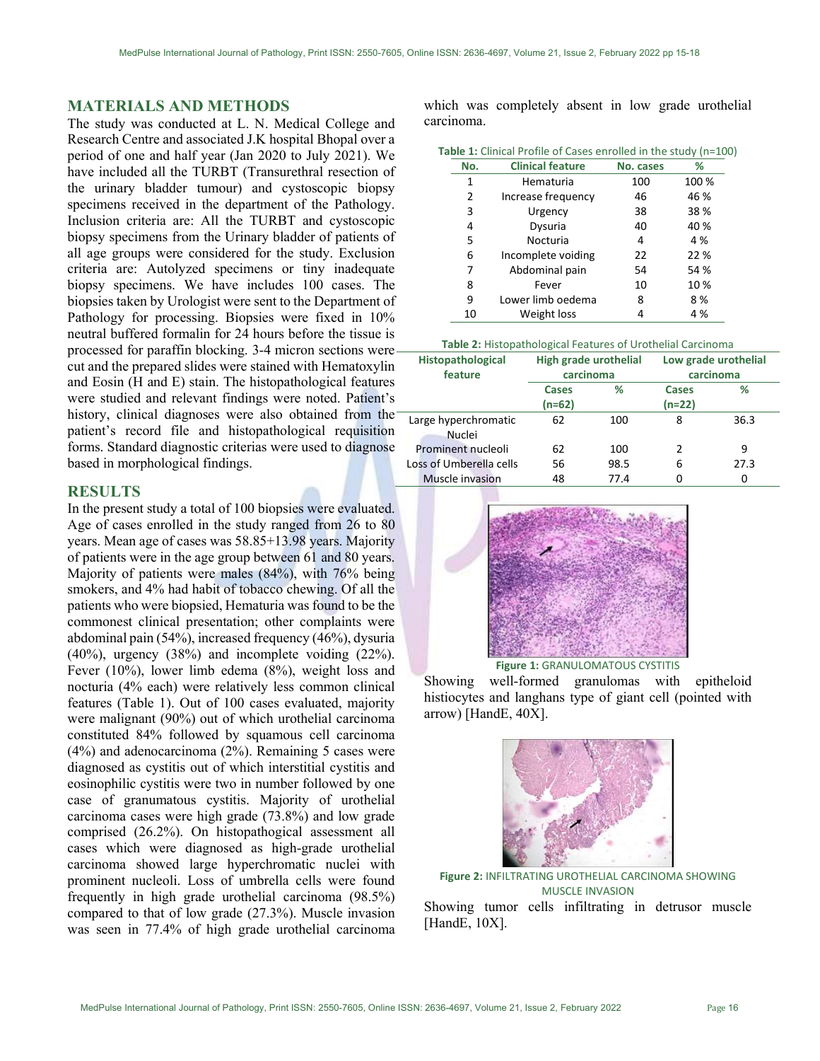## MATERIALS AND METHODS

The study was conducted at L. N. Medical College and Research Centre and associated J.K hospital Bhopal over a period of one and half year (Jan 2020 to July 2021). We have included all the TURBT (Transurethral resection of the urinary bladder tumour) and cystoscopic biopsy specimens received in the department of the Pathology. Inclusion criteria are: All the TURBT and cystoscopic biopsy specimens from the Urinary bladder of patients of all age groups were considered for the study. Exclusion criteria are: Autolyzed specimens or tiny inadequate biopsy specimens. We have includes 100 cases. The biopsies taken by Urologist were sent to the Department of Pathology for processing. Biopsies were fixed in 10% neutral buffered formalin for 24 hours before the tissue is processed for paraffin blocking. 3-4 micron sections were cut and the prepared slides were stained with Hematoxylin and Eosin (H and E) stain. The histopathological features were studied and relevant findings were noted. Patient's history, clinical diagnoses were also obtained from the patient's record file and histopathological requisition forms. Standard diagnostic criterias were used to diagnose based in morphological findings.

## RESULTS

In the present study a total of 100 biopsies were evaluated. Age of cases enrolled in the study ranged from 26 to 80 years. Mean age of cases was 58.85+13.98 years. Majority of patients were in the age group between 61 and 80 years. Majority of patients were males (84%), with 76% being smokers, and 4% had habit of tobacco chewing. Of all the patients who were biopsied, Hematuria was found to be the commonest clinical presentation; other complaints were abdominal pain (54%), increased frequency (46%), dysuria (40%), urgency (38%) and incomplete voiding (22%). Fever (10%), lower limb edema (8%), weight loss and nocturia (4% each) were relatively less common clinical features (Table 1). Out of 100 cases evaluated, majority were malignant (90%) out of which urothelial carcinoma constituted 84% followed by squamous cell carcinoma (4%) and adenocarcinoma (2%). Remaining 5 cases were diagnosed as cystitis out of which interstitial cystitis and eosinophilic cystitis were two in number followed by one case of granumatous cystitis. Majority of urothelial carcinoma cases were high grade (73.8%) and low grade comprised (26.2%). On histopathological assessment all cases which were diagnosed as high-grade urothelial carcinoma showed large hyperchromatic nuclei with prominent nucleoli. Loss of umbrella cells were found frequently in high grade urothelial carcinoma (98.5%) compared to that of low grade (27.3%). Muscle invasion was seen in 77.4% of high grade urothelial carcinoma which was completely absent in low grade urothelial carcinoma.

**Table 1:** Clinical Profile of Cases enrolled in the study (n=100)

| No. | Clinical feature | No. cases | % |
|---|---|---|---|
| 1 | Hematuria | 100 | 100 % |
| 2 | Increase frequency | 46 | 46 % |
| 3 | Urgency | 38 | 38 % |
| 4 | Dysuria | 40 | 40 % |
| 5 | Nocturia | 4 | 4 % |
| 6 | Incomplete voiding | 22 | 22 % |
| 7 | Abdominal pain | 54 | 54 % |
| 8 | Fever | 10 | 10 % |
| 9 | Lower limb oedema | 8 | 8 % |
| 10 | Weight loss | 4 | 4 % |

**Table 2:** Histopathological Features of Urothelial Carcinoma

| Histopathological feature | High grade urothelial carcinoma | | Low grade urothelial carcinoma | |
|---|---|---|---|---|
| | Cases (n=62) | % | Cases (n=22) | % |
| Large hyperchromatic Nuclei | 62 | 100 | 8 | 36.3 |
| Prominent nucleoli | 62 | 100 | 2 | 9 |
| Loss of Umberella cells | 56 | 98.5 | 6 | 27.3 |
| Muscle invasion | 48 | 77.4 | 0 | 0 |

**Figure 1:** GRANULOMATOUS CYSTITIS

Showing well-formed granulomas with epitheloid histiocytes and langhans type of giant cell (pointed with arrow) [HandE, 40X].

**Figure 2:** INFILTRATING UROTHELIAL CARCINOMA SHOWING MUSCLE INVASION

Showing tumor cells infiltrating in detrusor muscle [HandE, 10X].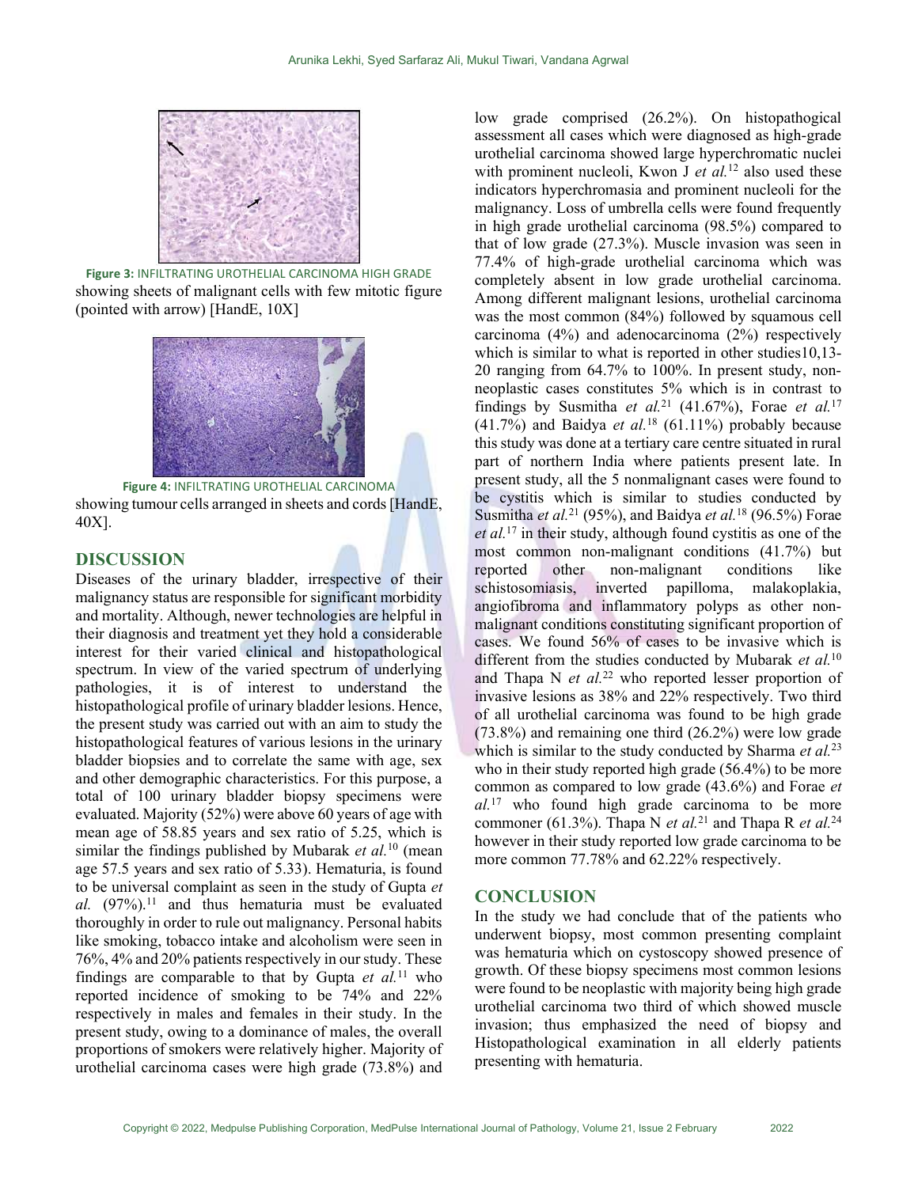**Figure 3:** INFILTRATING UROTHELIAL CARCINOMA HIGH GRADE showing sheets of malignant cells with few mitotic figure (pointed with arrow) [HandE, 10X]

**Figure 4:** INFILTRATING UROTHELIAL CARCINOMA showing tumour cells arranged in sheets and cords [HandE, 40X].

## DISCUSSION

Diseases of the urinary bladder, irrespective of their malignancy status are responsible for significant morbidity and mortality. Although, newer technologies are helpful in their diagnosis and treatment yet they hold a considerable interest for their varied clinical and histopathological spectrum. In view of the varied spectrum of underlying pathologies, it is of interest to understand the histopathological profile of urinary bladder lesions. Hence, the present study was carried out with an aim to study the histopathological features of various lesions in the urinary bladder biopsies and to correlate the same with age, sex and other demographic characteristics. For this purpose, a total of 100 urinary bladder biopsy specimens were evaluated. Majority (52%) were above 60 years of age with mean age of 58.85 years and sex ratio of 5.25, which is similar the findings published by Mubarak *et al.*[10] (mean age 57.5 years and sex ratio of 5.33). Hematuria, is found to be universal complaint as seen in the study of Gupta *et al.* (97%).[11] and thus hematuria must be evaluated thoroughly in order to rule out malignancy. Personal habits like smoking, tobacco intake and alcoholism were seen in 76%, 4% and 20% patients respectively in our study. These findings are comparable to that by Gupta *et al.*[11] who reported incidence of smoking to be 74% and 22% respectively in males and females in their study. In the present study, owing to a dominance of males, the overall proportions of smokers were relatively higher. Majority of urothelial carcinoma cases were high grade (73.8%) and low grade comprised (26.2%). On histopathological assessment all cases which were diagnosed as high-grade urothelial carcinoma showed large hyperchromatic nuclei with prominent nucleoli, Kwon J *et al.*[12] also used these indicators hyperchromasia and prominent nucleoli for the malignancy. Loss of umbrella cells were found frequently in high grade urothelial carcinoma (98.5%) compared to that of low grade (27.3%). Muscle invasion was seen in 77.4% of high-grade urothelial carcinoma which was completely absent in low grade urothelial carcinoma. Among different malignant lesions, urothelial carcinoma was the most common (84%) followed by squamous cell carcinoma (4%) and adenocarcinoma (2%) respectively which is similar to what is reported in other studies10,13-20 ranging from 64.7% to 100%. In present study, non-neoplastic cases constitutes 5% which is in contrast to findings by Susmitha *et al.*[21] (41.67%), Forae *et al.*[17] (41.7%) and Baidya *et al.*[18] (61.11%) probably because this study was done at a tertiary care centre situated in rural part of northern India where patients present late. In present study, all the 5 nonmalignant cases were found to be cystitis which is similar to studies conducted by Susmitha *et al.*[21] (95%), and Baidya *et al.*[18] (96.5%) Forae *et al.*[17] in their study, although found cystitis as one of the most common non-malignant conditions (41.7%) but reported other non-malignant conditions like schistosomiasis, inverted papilloma, malakoplakia, angiofibroma and inflammatory polyps as other non-malignant conditions constituting significant proportion of cases. We found 56% of cases to be invasive which is different from the studies conducted by Mubarak *et al.*[10] and Thapa N *et al.*[22] who reported lesser proportion of invasive lesions as 38% and 22% respectively. Two third of all urothelial carcinoma was found to be high grade (73.8%) and remaining one third (26.2%) were low grade which is similar to the study conducted by Sharma *et al.*[23] who in their study reported high grade (56.4%) to be more common as compared to low grade (43.6%) and Forae *et al.*[17] who found high grade carcinoma to be more commoner (61.3%). Thapa N *et al.*[21] and Thapa R *et al.*[24] however in their study reported low grade carcinoma to be more common 77.78% and 62.22% respectively.

## CONCLUSION

In the study we had conclude that of the patients who underwent biopsy, most common presenting complaint was hematuria which on cystoscopy showed presence of growth. Of these biopsy specimens most common lesions were found to be neoplastic with majority being high grade urothelial carcinoma two third of which showed muscle invasion; thus emphasized the need of biopsy and Histopathological examination in all elderly patients presenting with hematuria.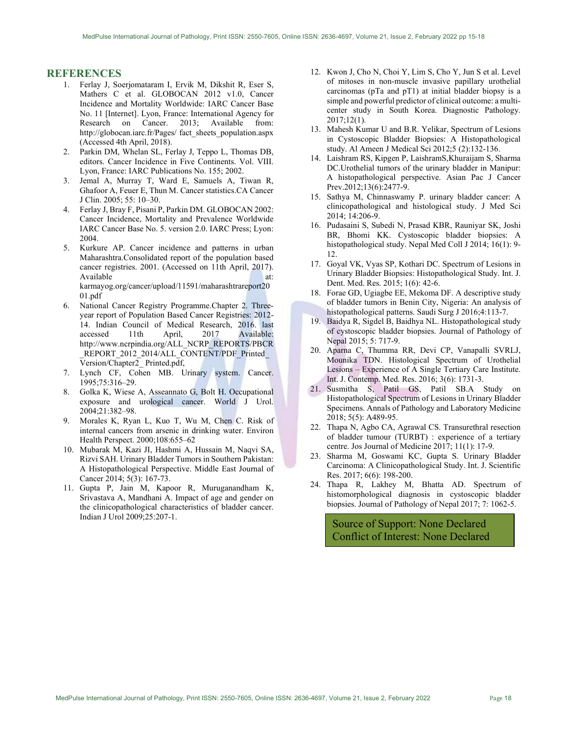## REFERENCES

1. Ferlay J, Soerjomataram I, Ervik M, Dikshit R, Eser S, Mathers C et al. GLOBOCAN 2012 v1.0, Cancer Incidence and Mortality Worldwide: IARC Cancer Base No. 11 [Internet]. Lyon, France: International Agency for Research on Cancer. 2013; Available from: http://globocan.iarc.fr/Pages/ fact_sheets_population.aspx (Accessed 4th April, 2018).
2. Parkin DM, Whelan SL, Ferlay J, Teppo L, Thomas DB, editors. Cancer Incidence in Five Continents. Vol. VIII. Lyon, France: IARC Publications No. 155; 2002.
3. Jemal A, Murray T, Ward E, Samuels A, Tiwan R, Ghafoor A, Feuer E, Thun M. Cancer statistics.CA Cancer J Clin. 2005; 55: 10–30.
4. Ferlay J, Bray F, Pisani P, Parkin DM. GLOBOCAN 2002: Cancer Incidence, Mortality and Prevalence Worldwide IARC Cancer Base No. 5. version 2.0. IARC Press; Lyon: 2004.
5. Kurkure AP. Cancer incidence and patterns in urban Maharashtra.Consolidated report of the population based cancer registries. 2001. (Accessed on 11th April, 2017). Available at: karmayog.org/cancer/upload/11591/maharashtrareport2001.pdf
6. National Cancer Registry Programme.Chapter 2. Three-year report of Population Based Cancer Registries: 2012-14. Indian Council of Medical Research, 2016. last accessed 11th April, 2017 Available: http://www.ncrpindia.org/ALL_NCRP_REPORTS/PBCR_REPORT_2012_2014/ALL_CONTENT/PDF_Printed_Version/Chapter2_ Printed.pdf,
7. Lynch CF, Cohen MB. Urinary system. Cancer. 1995;75:316–29.
8. Golka K, Wiese A, Asseannato G, Bolt H. Occupational exposure and urological cancer. World J Urol. 2004;21:382–98.
9. Morales K, Ryan L, Kuo T, Wu M, Chen C. Risk of internal cancers from arsenic in drinking water. Environ Health Perspect. 2000;108:655–62
10. Mubarak M, Kazi JI, Hashmi A, Hussain M, Naqvi SA, Rizvi SAH. Urinary Bladder Tumors in Southern Pakistan: A Histopathological Perspective. Middle East Journal of Cancer 2014; 5(3): 167-73.
11. Gupta P, Jain M, Kapoor R, Muruganandham K, Srivastava A, Mandhani A. Impact of age and gender on the clinicopathological characteristics of bladder cancer. Indian J Urol 2009;25:207-1.
12. Kwon J, Cho N, Choi Y, Lim S, Cho Y, Jun S et al. Level of mitoses in non-muscle invasive papillary urothelial carcinomas (pTa and pT1) at initial bladder biopsy is a simple and powerful predictor of clinical outcome: a multi-center study in South Korea. Diagnostic Pathology. 2017;12(1).
13. Mahesh Kumar U and B.R. Yelikar, Spectrum of Lesions in Cystoscopic Bladder Biopsies: A Histopathological study. Al Ameen J Medical Sci 2012;5 (2):132-136.
14. Laishram RS, Kipgen P, LaishramS,Khuraijam S, Sharma DC.Urothelial tumors of the urinary bladder in Manipur: A histopathological perspective. Asian Pac J Cancer Prev.2012;13(6):2477-9.
15. Sathya M, Chinnaswamy P. urinary bladder cancer: A clinicopathological and histological study. J Med Sci 2014; 14:206-9.
16. Pudasaini S, Subedi N, Prasad KBR, Rauniyar SK, Joshi BR, Bhomi KK. Cystoscopic bladder biopsies: A histopathological study. Nepal Med Coll J 2014; 16(1): 9-12.
17. Goyal VK, Vyas SP, Kothari DC. Spectrum of Lesions in Urinary Bladder Biopsies: Histopathological Study. Int. J. Dent. Med. Res. 2015; 1(6): 42-6.
18. Forae GD, Ugiagbe EE, Mekoma DF. A descriptive study of bladder tumors in Benin City, Nigeria: An analysis of histopathological patterns. Saudi Surg J 2016;4:113-7.
19. Baidya R, Sigdel B, Baidhya NL. Histopathological study of cystoscopic bladder biopsies. Journal of Pathology of Nepal 2015; 5: 717-9.
20. Aparna C, Thumma RR, Devi CP, Vanapalli SVRLJ, Mounika TDN. Histological Spectrum of Urothelial Lesions – Experience of A Single Tertiary Care Institute. Int. J. Contemp. Med. Res. 2016; 3(6): 1731-3.
21. Susmitha S, Patil GS, Patil SB.A Study on Histopathological Spectrum of Lesions in Urinary Bladder Specimens. Annals of Pathology and Laboratory Medicine 2018; 5(5): A489-95.
22. Thapa N, Agbo CA, Agrawal CS. Transurethral resection of bladder tumour (TURBT) : experience of a tertiary centre. Jos Journal of Medicine 2017; 11(1): 17-9.
23. Sharma M, Goswami KC, Gupta S. Urinary Bladder Carcinoma: A Clinicopathological Study. Int. J. Scientific Res. 2017; 6(6): 198-200.
24. Thapa R, Lakhey M, Bhatta AD. Spectrum of histomorphological diagnosis in cystoscopic bladder biopsies. Journal of Pathology of Nepal 2017; 7: 1062-5.

Source of Support: None Declared
Conflict of Interest: None Declared